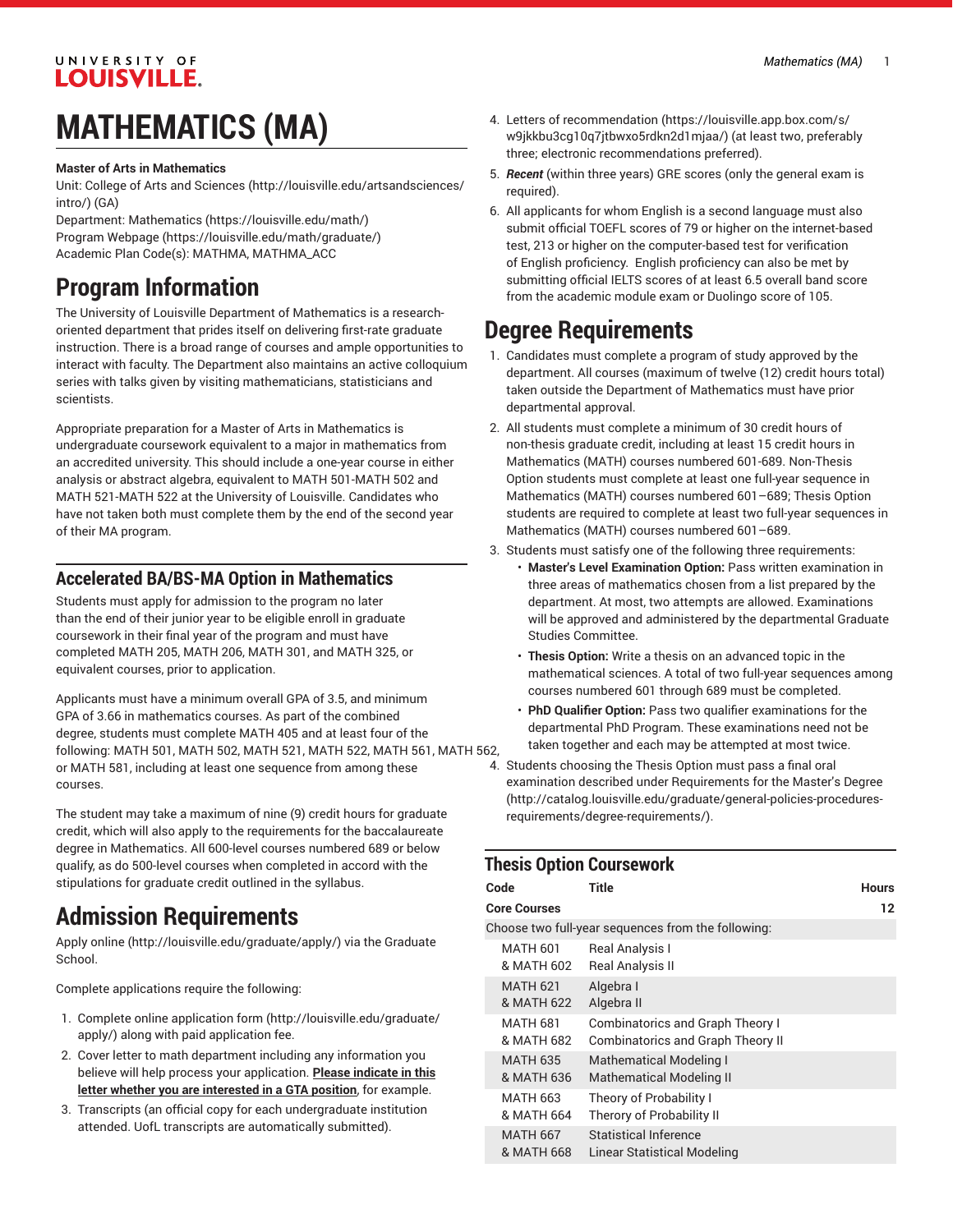# MATHEMATICS (MA)

**Master of Arts in Mathematics**

Unit: College of Arts and Sciences (http://louisville.edu/artsandsciences/intro/) (GA)
Department: Mathematics (https://louisville.edu/math/)
Program Webpage (https://louisville.edu/math/graduate/)
Academic Plan Code(s): MATHMA, MATHMA_ACC

## Program Information

The University of Louisville Department of Mathematics is a research-oriented department that prides itself on delivering first-rate graduate instruction. There is a broad range of courses and ample opportunities to interact with faculty. The Department also maintains an active colloquium series with talks given by visiting mathematicians, statisticians and scientists.

Appropriate preparation for a Master of Arts in Mathematics is undergraduate coursework equivalent to a major in mathematics from an accredited university. This should include a one-year course in either analysis or abstract algebra, equivalent to MATH 501-MATH 502 and MATH 521-MATH 522 at the University of Louisville. Candidates who have not taken both must complete them by the end of the second year of their MA program.

### Accelerated BA/BS-MA Option in Mathematics

Students must apply for admission to the program no later than the end of their junior year to be eligible enroll in graduate coursework in their final year of the program and must have completed MATH 205, MATH 206, MATH 301, and MATH 325, or equivalent courses, prior to application.

Applicants must have a minimum overall GPA of 3.5, and minimum GPA of 3.66 in mathematics courses. As part of the combined degree, students must complete MATH 405 and at least four of the following: MATH 501, MATH 502, MATH 521, MATH 522, MATH 561, MATH 562, or MATH 581, including at least one sequence from among these courses.

The student may take a maximum of nine (9) credit hours for graduate credit, which will also apply to the requirements for the baccalaureate degree in Mathematics. All 600-level courses numbered 689 or below qualify, as do 500-level courses when completed in accord with the stipulations for graduate credit outlined in the syllabus.

## Admission Requirements

Apply online (http://louisville.edu/graduate/apply/) via the Graduate School.

Complete applications require the following:

1. Complete online application form (http://louisville.edu/graduate/apply/) along with paid application fee.
2. Cover letter to math department including any information you believe will help process your application. **Please indicate in this letter whether you are interested in a GTA position**, for example.
3. Transcripts (an official copy for each undergraduate institution attended. UofL transcripts are automatically submitted).
4. Letters of recommendation (https://louisville.app.box.com/s/w9jkkbu3cg10q7jtbwxo5rdkn2d1mjaa/) (at least two, preferably three; electronic recommendations preferred).
5. ***Recent*** (within three years) GRE scores (only the general exam is required).
6. All applicants for whom English is a second language must also submit official TOEFL scores of 79 or higher on the internet-based test, 213 or higher on the computer-based test for verification of English proficiency. English proficiency can also be met by submitting official IELTS scores of at least 6.5 overall band score from the academic module exam or Duolingo score of 105.

## Degree Requirements

1. Candidates must complete a program of study approved by the department. All courses (maximum of twelve (12) credit hours total) taken outside the Department of Mathematics must have prior departmental approval.
2. All students must complete a minimum of 30 credit hours of non-thesis graduate credit, including at least 15 credit hours in Mathematics (MATH) courses numbered 601-689. Non-Thesis Option students must complete at least one full-year sequence in Mathematics (MATH) courses numbered 601–689; Thesis Option students are required to complete at least two full-year sequences in Mathematics (MATH) courses numbered 601–689.
3. Students must satisfy one of the following three requirements:
   - **Master's Level Examination Option:** Pass written examination in three areas of mathematics chosen from a list prepared by the department. At most, two attempts are allowed. Examinations will be approved and administered by the departmental Graduate Studies Committee.
   - **Thesis Option:** Write a thesis on an advanced topic in the mathematical sciences. A total of two full-year sequences among courses numbered 601 through 689 must be completed.
   - **PhD Qualifier Option:** Pass two qualifier examinations for the departmental PhD Program. These examinations need not be taken together and each may be attempted at most twice.
4. Students choosing the Thesis Option must pass a final oral examination described under Requirements for the Master's Degree (http://catalog.louisville.edu/graduate/general-policies-procedures-requirements/degree-requirements/).

### Thesis Option Coursework

| Code | Title | Hours |
|---|---|---|
| **Core Courses** | | **12** |
| Choose two full-year sequences from the following: | | |
| MATH 601 & MATH 602 | Real Analysis I Real Analysis II | |
| MATH 621 & MATH 622 | Algebra I Algebra II | |
| MATH 681 & MATH 682 | Combinatorics and Graph Theory I Combinatorics and Graph Theory II | |
| MATH 635 & MATH 636 | Mathematical Modeling I Mathematical Modeling II | |
| MATH 663 & MATH 664 | Theory of Probability I Therory of Probability II | |
| MATH 667 & MATH 668 | Statistical Inference Linear Statistical Modeling | |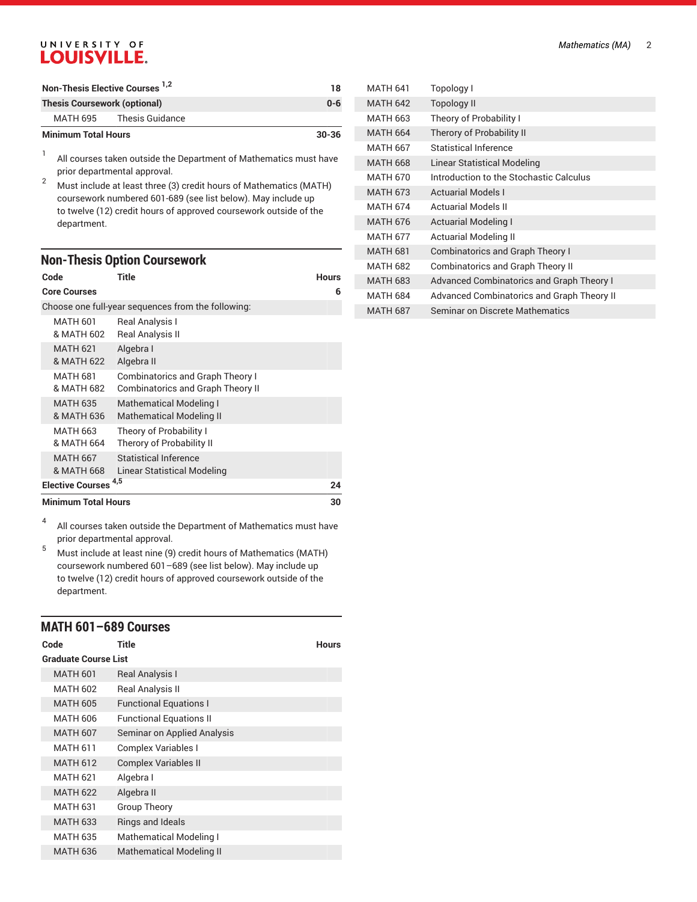| | | |
|---|---|---|
| **Non-Thesis Elective Courses** [1,2] | | **18** |
| **Thesis Coursework (optional)** | | **0-6** |
| MATH 695 | Thesis Guidance | |
| **Minimum Total Hours** | | **30-36** |

1. All courses taken outside the Department of Mathematics must have prior departmental approval.
2. Must include at least three (3) credit hours of Mathematics (MATH) coursework numbered 601-689 (see list below). May include up to twelve (12) credit hours of approved coursework outside of the department.

## Non-Thesis Option Coursework

| Code | Title | Hours |
|---|---|---|
| **Core Courses** | | **6** |
| Choose one full-year sequences from the following: | | |
| MATH 601 & MATH 602 | Real Analysis I<br>Real Analysis II | |
| MATH 621 & MATH 622 | Algebra I<br>Algebra II | |
| MATH 681 & MATH 682 | Combinatorics and Graph Theory I<br>Combinatorics and Graph Theory II | |
| MATH 635 & MATH 636 | Mathematical Modeling I<br>Mathematical Modeling II | |
| MATH 663 & MATH 664 | Theory of Probability I<br>Therory of Probability II | |
| MATH 667 & MATH 668 | Statistical Inference<br>Linear Statistical Modeling | |
| **Elective Courses** [4,5] | | **24** |
| **Minimum Total Hours** | | **30** |

4. All courses taken outside the Department of Mathematics must have prior departmental approval.
5. Must include at least nine (9) credit hours of Mathematics (MATH) coursework numbered 601–689 (see list below). May include up to twelve (12) credit hours of approved coursework outside of the department.

## MATH 601–689 Courses

| Code | Title | Hours |
|---|---|---|
| **Graduate Course List** | | |
| MATH 601 | Real Analysis I | |
| MATH 602 | Real Analysis II | |
| MATH 605 | Functional Equations I | |
| MATH 606 | Functional Equations II | |
| MATH 607 | Seminar on Applied Analysis | |
| MATH 611 | Complex Variables I | |
| MATH 612 | Complex Variables II | |
| MATH 621 | Algebra I | |
| MATH 622 | Algebra II | |
| MATH 631 | Group Theory | |
| MATH 633 | Rings and Ideals | |
| MATH 635 | Mathematical Modeling I | |
| MATH 636 | Mathematical Modeling II | |
| MATH 641 | Topology I | |
| MATH 642 | Topology II | |
| MATH 663 | Theory of Probability I | |
| MATH 664 | Therory of Probability II | |
| MATH 667 | Statistical Inference | |
| MATH 668 | Linear Statistical Modeling | |
| MATH 670 | Introduction to the Stochastic Calculus | |
| MATH 673 | Actuarial Models I | |
| MATH 674 | Actuarial Models II | |
| MATH 676 | Actuarial Modeling I | |
| MATH 677 | Actuarial Modeling II | |
| MATH 681 | Combinatorics and Graph Theory I | |
| MATH 682 | Combinatorics and Graph Theory II | |
| MATH 683 | Advanced Combinatorics and Graph Theory I | |
| MATH 684 | Advanced Combinatorics and Graph Theory II | |
| MATH 687 | Seminar on Discrete Mathematics | |